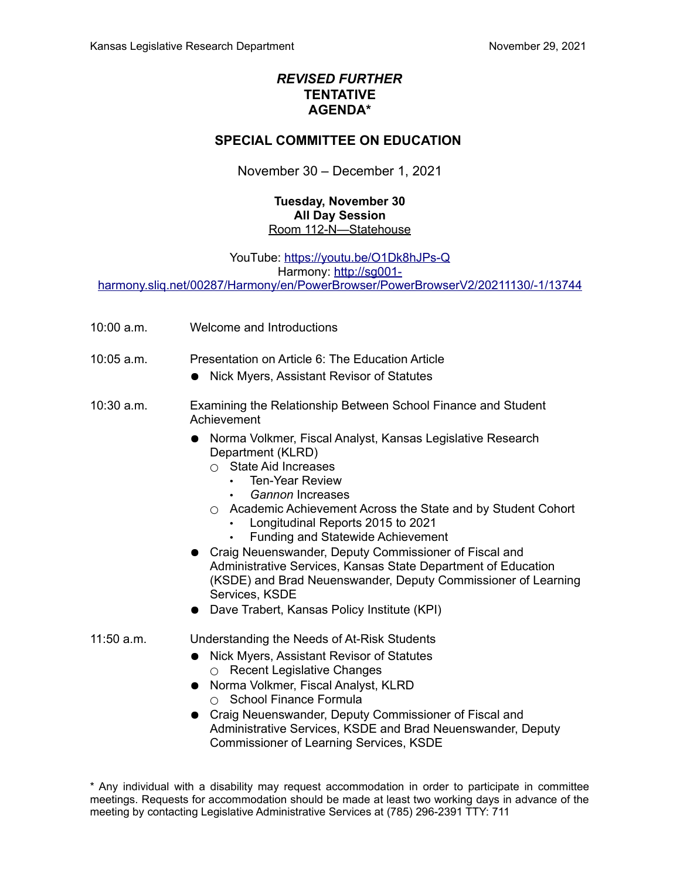Kansas Legislative Research Department November 29, 2021

# *REVISED FURTHER* TENTATIVE AGENDA*

## SPECIAL COMMITTEE ON EDUCATION

November 30 – December 1, 2021

**Tuesday, November 30**
**All Day Session**
Room 112-N—Statehouse

YouTube: [https://youtu.be/O1Dk8hJPs-Q](https://youtu.be/O1Dk8hJPs-Q)
Harmony: [http://sg001-harmony.sliq.net/00287/Harmony/en/PowerBrowser/PowerBrowserV2/20211130/-1/13744](http://sg001-harmony.sliq.net/00287/Harmony/en/PowerBrowser/PowerBrowserV2/20211130/-1/13744)

10:00 a.m. Welcome and Introductions

10:05 a.m. Presentation on Article 6: The Education Article

- Nick Myers, Assistant Revisor of Statutes

10:30 a.m. Examining the Relationship Between School Finance and Student Achievement

- Norma Volkmer, Fiscal Analyst, Kansas Legislative Research Department (KLRD)
  - State Aid Increases
    - Ten-Year Review
    - *Gannon* Increases
  - Academic Achievement Across the State and by Student Cohort
    - Longitudinal Reports 2015 to 2021
    - Funding and Statewide Achievement
- Craig Neuenswander, Deputy Commissioner of Fiscal and Administrative Services, Kansas State Department of Education (KSDE) and Brad Neuenswander, Deputy Commissioner of Learning Services, KSDE
- Dave Trabert, Kansas Policy Institute (KPI)

11:50 a.m. Understanding the Needs of At-Risk Students

- Nick Myers, Assistant Revisor of Statutes
  - Recent Legislative Changes
- Norma Volkmer, Fiscal Analyst, KLRD
  - School Finance Formula
- Craig Neuenswander, Deputy Commissioner of Fiscal and Administrative Services, KSDE and Brad Neuenswander, Deputy Commissioner of Learning Services, KSDE

* Any individual with a disability may request accommodation in order to participate in committee meetings. Requests for accommodation should be made at least two working days in advance of the meeting by contacting Legislative Administrative Services at (785) 296-2391 TTY: 711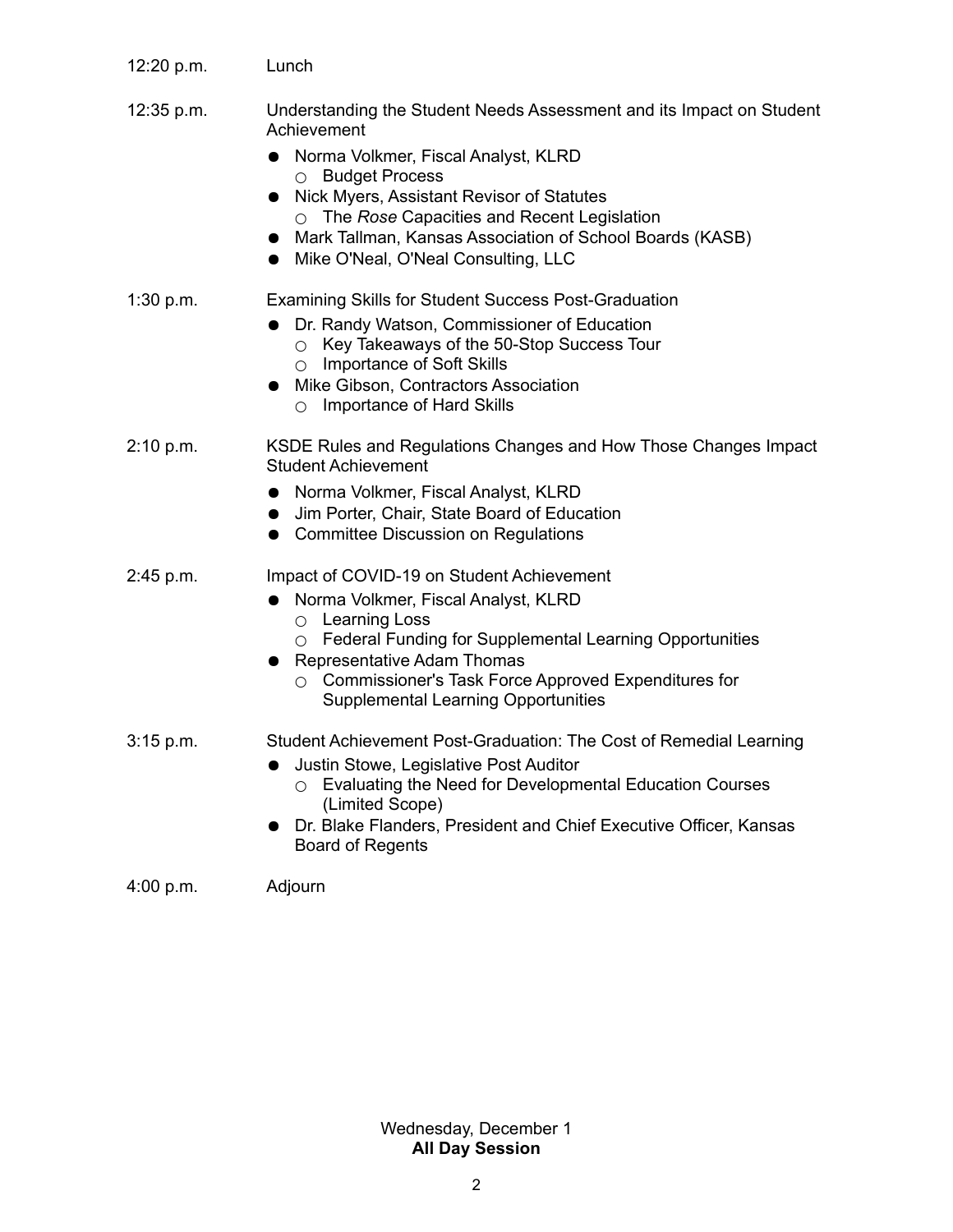12:20 p.m. Lunch

12:35 p.m. Understanding the Student Needs Assessment and its Impact on Student Achievement

- Norma Volkmer, Fiscal Analyst, KLRD
  - Budget Process
- Nick Myers, Assistant Revisor of Statutes
  - The *Rose* Capacities and Recent Legislation
- Mark Tallman, Kansas Association of School Boards (KASB)
- Mike O'Neal, O'Neal Consulting, LLC

1:30 p.m. Examining Skills for Student Success Post-Graduation

- Dr. Randy Watson, Commissioner of Education
  - Key Takeaways of the 50-Stop Success Tour
  - Importance of Soft Skills
- Mike Gibson, Contractors Association
  - Importance of Hard Skills

2:10 p.m. KSDE Rules and Regulations Changes and How Those Changes Impact Student Achievement

- Norma Volkmer, Fiscal Analyst, KLRD
- Jim Porter, Chair, State Board of Education
- Committee Discussion on Regulations

2:45 p.m. Impact of COVID-19 on Student Achievement

- Norma Volkmer, Fiscal Analyst, KLRD
  - Learning Loss
  - Federal Funding for Supplemental Learning Opportunities
- Representative Adam Thomas
  - Commissioner's Task Force Approved Expenditures for Supplemental Learning Opportunities

3:15 p.m. Student Achievement Post-Graduation: The Cost of Remedial Learning

- Justin Stowe, Legislative Post Auditor
  - Evaluating the Need for Developmental Education Courses (Limited Scope)
- Dr. Blake Flanders, President and Chief Executive Officer, Kansas Board of Regents

4:00 p.m. Adjourn

Wednesday, December 1
**All Day Session**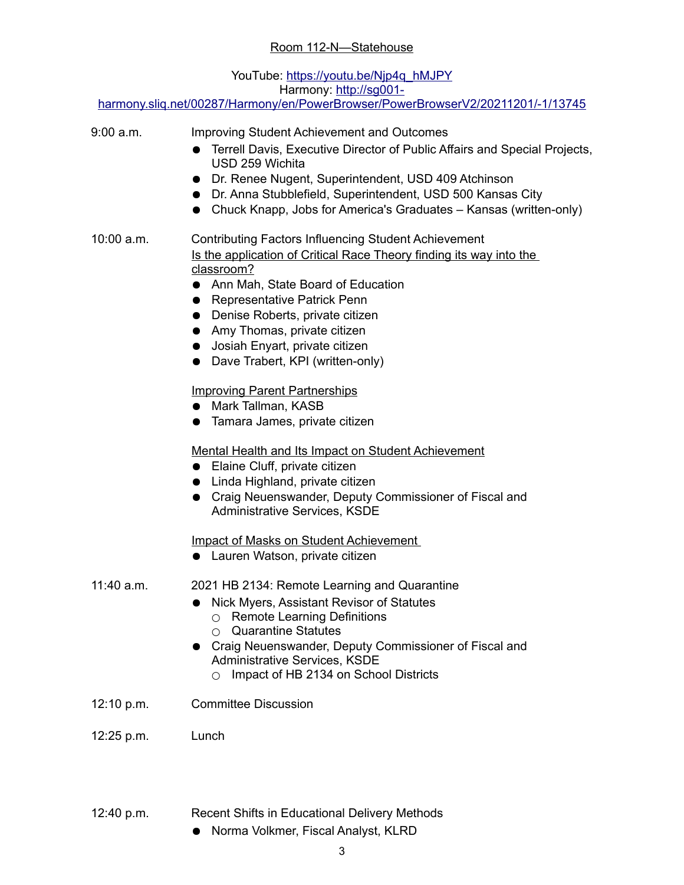Room 112-N—Statehouse

YouTube: https://youtu.be/Njp4q_hMJPY
Harmony: http://sg001-harmony.sliq.net/00287/Harmony/en/PowerBrowser/PowerBrowserV2/20211201/-1/13745

9:00 a.m. Improving Student Achievement and Outcomes

- Terrell Davis, Executive Director of Public Affairs and Special Projects, USD 259 Wichita
- Dr. Renee Nugent, Superintendent, USD 409 Atchinson
- Dr. Anna Stubblefield, Superintendent, USD 500 Kansas City
- Chuck Knapp, Jobs for America's Graduates – Kansas (written-only)

10:00 a.m. Contributing Factors Influencing Student Achievement

Is the application of Critical Race Theory finding its way into the classroom?

- Ann Mah, State Board of Education
- Representative Patrick Penn
- Denise Roberts, private citizen
- Amy Thomas, private citizen
- Josiah Enyart, private citizen
- Dave Trabert, KPI (written-only)

Improving Parent Partnerships

- Mark Tallman, KASB
- Tamara James, private citizen

Mental Health and Its Impact on Student Achievement

- Elaine Cluff, private citizen
- Linda Highland, private citizen
- Craig Neuenswander, Deputy Commissioner of Fiscal and Administrative Services, KSDE

Impact of Masks on Student Achievement

- Lauren Watson, private citizen

11:40 a.m. 2021 HB 2134: Remote Learning and Quarantine

- Nick Myers, Assistant Revisor of Statutes
  - Remote Learning Definitions
  - Quarantine Statutes
- Craig Neuenswander, Deputy Commissioner of Fiscal and Administrative Services, KSDE
  - Impact of HB 2134 on School Districts

12:10 p.m. Committee Discussion

12:25 p.m. Lunch

12:40 p.m. Recent Shifts in Educational Delivery Methods

- Norma Volkmer, Fiscal Analyst, KLRD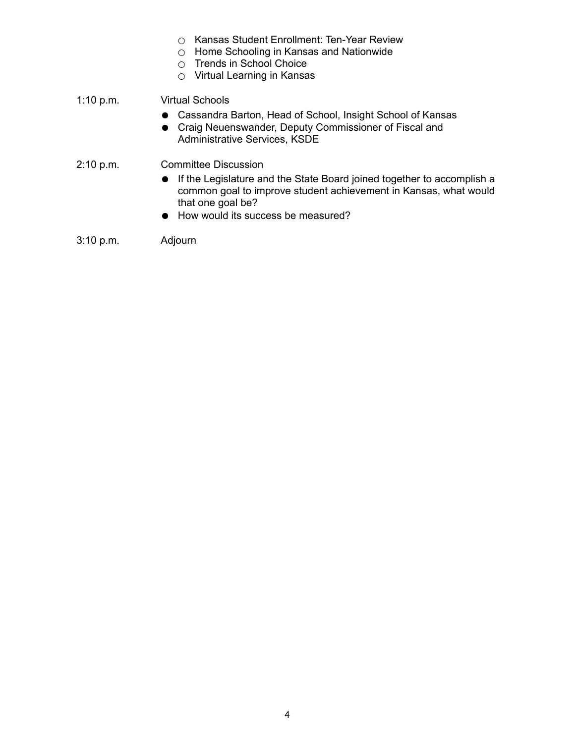- Kansas Student Enrollment: Ten-Year Review
  - Home Schooling in Kansas and Nationwide
  - Trends in School Choice
  - Virtual Learning in Kansas

1:10 p.m. Virtual Schools

- Cassandra Barton, Head of School, Insight School of Kansas
- Craig Neuenswander, Deputy Commissioner of Fiscal and Administrative Services, KSDE

2:10 p.m. Committee Discussion

- If the Legislature and the State Board joined together to accomplish a common goal to improve student achievement in Kansas, what would that one goal be?
- How would its success be measured?

3:10 p.m. Adjourn